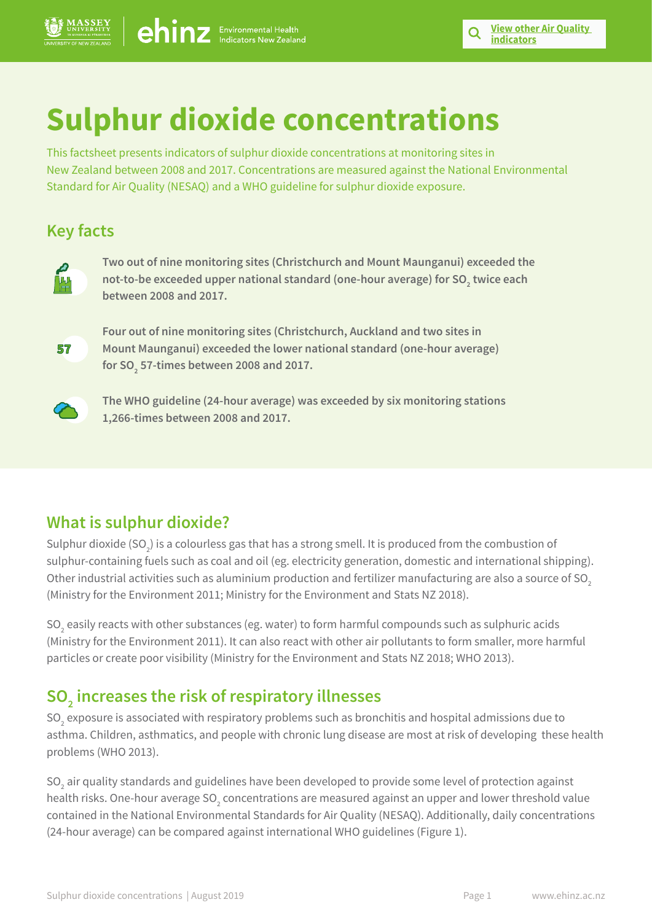# Sulphur dioxide concentrations

This factsheet presents indicators of sulphur dioxide concentrations at monitoring sites in New Zealand between 2008 and 2017. Concentrations are measured against the National Environmental Standard for Air Quality (NESAQ) and a WHO guideline for sulphur dioxide exposure.

## Key facts

**Two out of nine monitoring sites (Christchurch and Mount Maunganui) exceeded the not-to-be exceeded upper national standard (one-hour average) for $SO_2$ twice each between 2008 and 2017.**

57

**Four out of nine monitoring sites (Christchurch, Auckland and two sites in Mount Maunganui) exceeded the lower national standard (one-hour average) for $SO_2$ 57-times between 2008 and 2017.**

**The WHO guideline (24-hour average) was exceeded by six monitoring stations 1,266-times between 2008 and 2017.**

## What is sulphur dioxide?

Sulphur dioxide ($SO_2$) is a colourless gas that has a strong smell. It is produced from the combustion of sulphur-containing fuels such as coal and oil (eg. electricity generation, domestic and international shipping). Other industrial activities such as aluminium production and fertilizer manufacturing are also a source of $SO_2$ (Ministry for the Environment 2011; Ministry for the Environment and Stats NZ 2018).

$SO_2$ easily reacts with other substances (eg. water) to form harmful compounds such as sulphuric acids (Ministry for the Environment 2011). It can also react with other air pollutants to form smaller, more harmful particles or create poor visibility (Ministry for the Environment and Stats NZ 2018; WHO 2013).

## $SO_2$ increases the risk of respiratory illnesses

$SO_2$ exposure is associated with respiratory problems such as bronchitis and hospital admissions due to asthma. Children, asthmatics, and people with chronic lung disease are most at risk of developing these health problems (WHO 2013).

$SO_2$ air quality standards and guidelines have been developed to provide some level of protection against health risks. One-hour average $SO_2$ concentrations are measured against an upper and lower threshold value contained in the National Environmental Standards for Air Quality (NESAQ). Additionally, daily concentrations (24-hour average) can be compared against international WHO guidelines (Figure 1).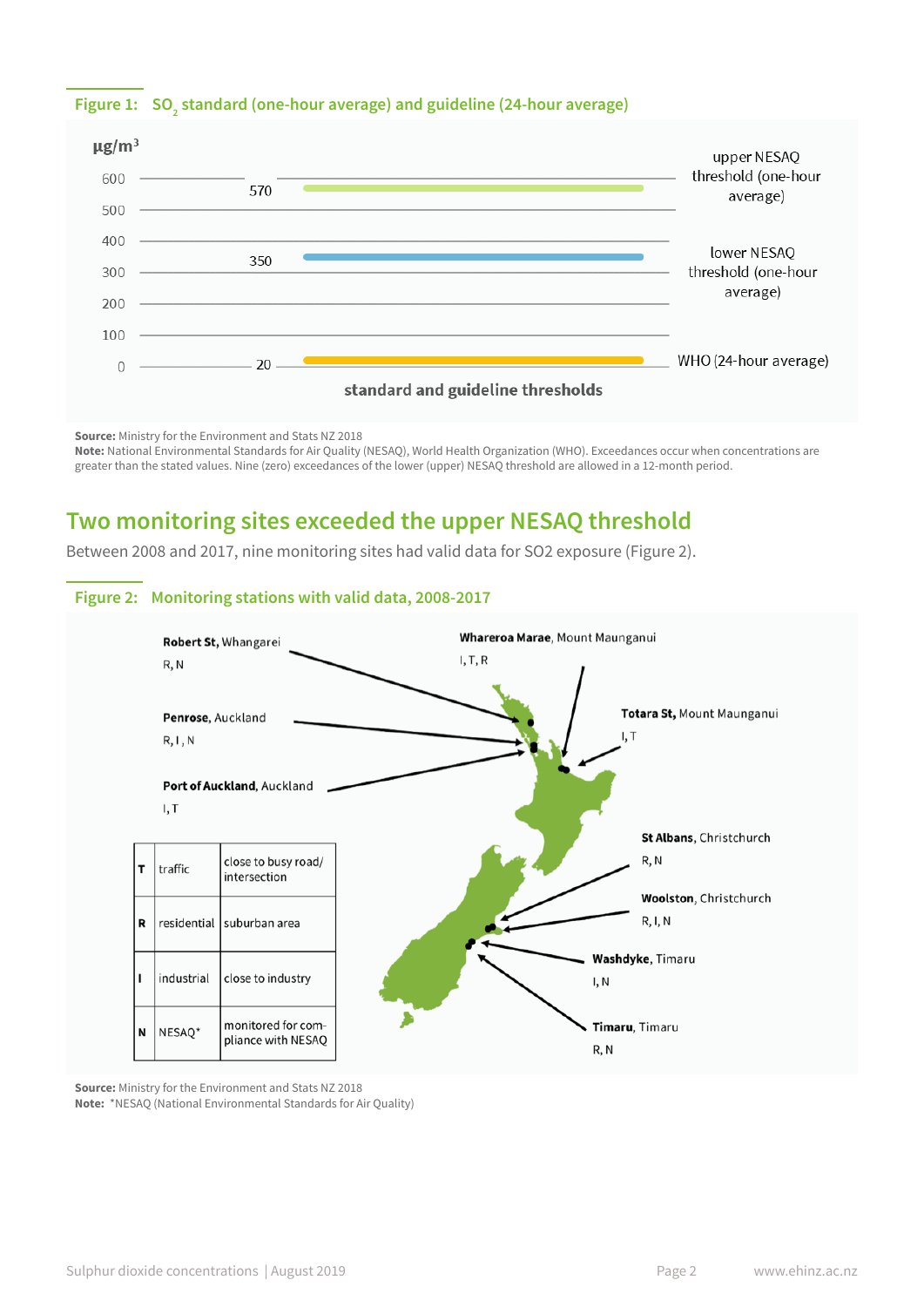**Figure 1:** $SO_2$ standard (one-hour average) and guideline (24-hour average)

μg/m³

| Threshold | Value |
|---|---|
| upper NESAQ threshold (one-hour average) | 570 |
| lower NESAQ threshold (one-hour average) | 350 |
| WHO (24-hour average) | 20 |

standard and guideline thresholds

**Source:** Ministry for the Environment and Stats NZ 2018
**Note:** National Environmental Standards for Air Quality (NESAQ), World Health Organization (WHO). Exceedances occur when concentrations are greater than the stated values. Nine (zero) exceedances of the lower (upper) NESAQ threshold are allowed in a 12-month period.

## Two monitoring sites exceeded the upper NESAQ threshold

Between 2008 and 2017, nine monitoring sites had valid data for SO2 exposure (Figure 2).

**Figure 2:** Monitoring stations with valid data, 2008-2017

**Robert St**, Whangarei
R, N

**Penrose**, Auckland
R, I, N

**Port of Auckland**, Auckland
I, T

**Whareroa Marae**, Mount Maunganui
I, T, R

**Totara St,** Mount Maunganui
I, T

**St Albans**, Christchurch
R, N

**Woolston**, Christchurch
R, I, N

**Washdyke**, Timaru
I, N

**Timaru**, Timaru
R, N

| | | |
|---|---|---|
| T | traffic | close to busy road/ intersection |
| R | residential | suburban area |
| I | industrial | close to industry |
| N | NESAQ* | monitored for compliance with NESAQ |

**Source:** Ministry for the Environment and Stats NZ 2018
**Note:** *NESAQ (National Environmental Standards for Air Quality)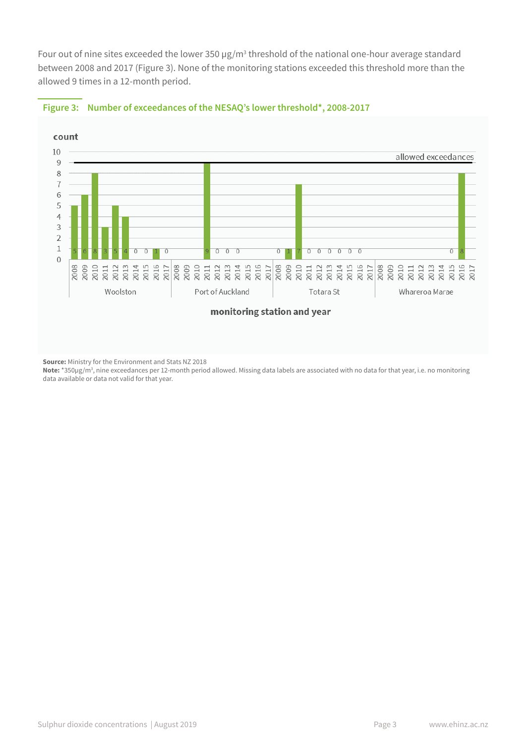Four out of nine sites exceeded the lower 350 µg/m³ threshold of the national one-hour average standard between 2008 and 2017 (Figure 3). None of the monitoring stations exceeded this threshold more than the allowed 9 times in a 12-month period.

**Figure 3: Number of exceedances of the NESAQ's lower threshold*, 2008-2017**

| Monitoring station | 2008 | 2009 | 2010 | 2011 | 2012 | 2013 | 2014 | 2015 | 2016 | 2017 |
|---|---|---|---|---|---|---|---|---|---|---|
| Woolston | 5 | 6 | 8 | 3 | 5 | 4 | 0 | 0 | 1 | 0 |
| Port of Auckland | | | | 9 | 0 | 0 | 0 | | | |
| Totara St | 0 | 1 | 7 | 0 | 0 | 0 | 0 | 0 | 0 | |
| Whareroa Marae | | | | | | | | 0 | 8 | |

Allowed exceedances: 9

**Source:** Ministry for the Environment and Stats NZ 2018

**Note:** *350µg/m³, nine exceedances per 12-month period allowed. Missing data labels are associated with no data for that year, i.e. no monitoring data available or data not valid for that year.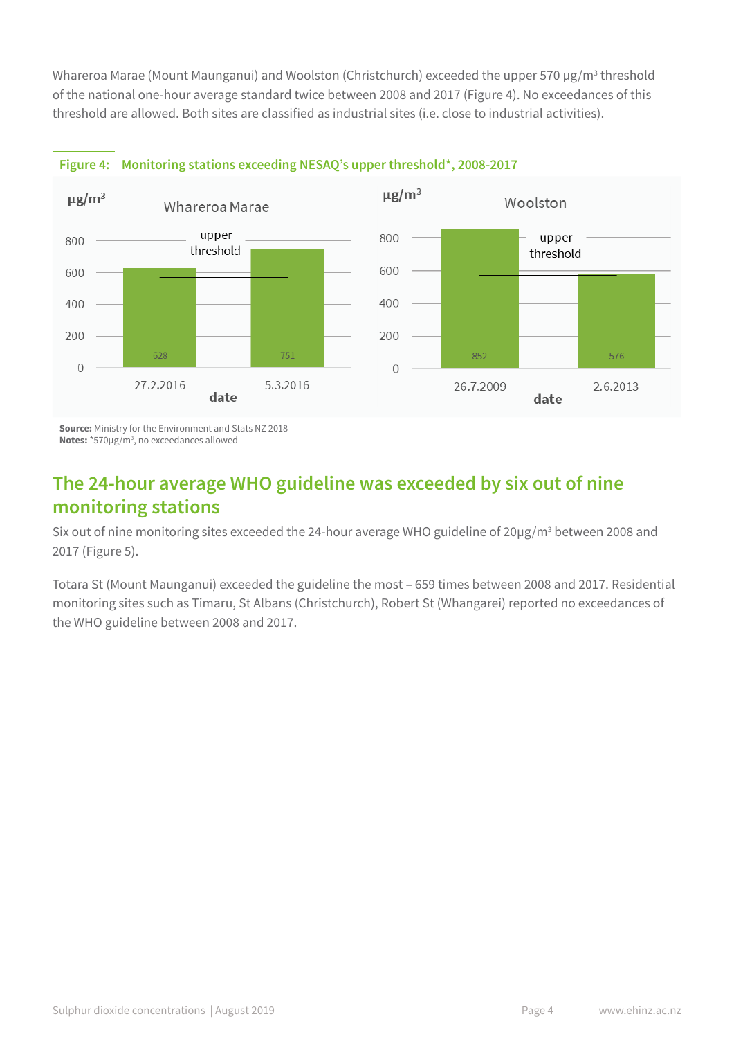Whareroa Marae (Mount Maunganui) and Woolston (Christchurch) exceeded the upper 570 μg/m³ threshold of the national one-hour average standard twice between 2008 and 2017 (Figure 4). No exceedances of this threshold are allowed. Both sites are classified as industrial sites (i.e. close to industrial activities).

**Figure 4: Monitoring stations exceeding NESAQ's upper threshold*, 2008-2017**

| Site | Date | μg/m³ |
|---|---|---|
| Whareroa Marae | 27.2.2016 | 628 |
| Whareroa Marae | 5.3.2016 | 751 |
| Woolston | 26.7.2009 | 852 |
| Woolston | 2.6.2013 | 576 |

**Source:** Ministry for the Environment and Stats NZ 2018
**Notes:** *570μg/m³, no exceedances allowed

## The 24-hour average WHO guideline was exceeded by six out of nine monitoring stations

Six out of nine monitoring sites exceeded the 24-hour average WHO guideline of 20μg/m³ between 2008 and 2017 (Figure 5).

Totara St (Mount Maunganui) exceeded the guideline the most – 659 times between 2008 and 2017. Residential monitoring sites such as Timaru, St Albans (Christchurch), Robert St (Whangarei) reported no exceedances of the WHO guideline between 2008 and 2017.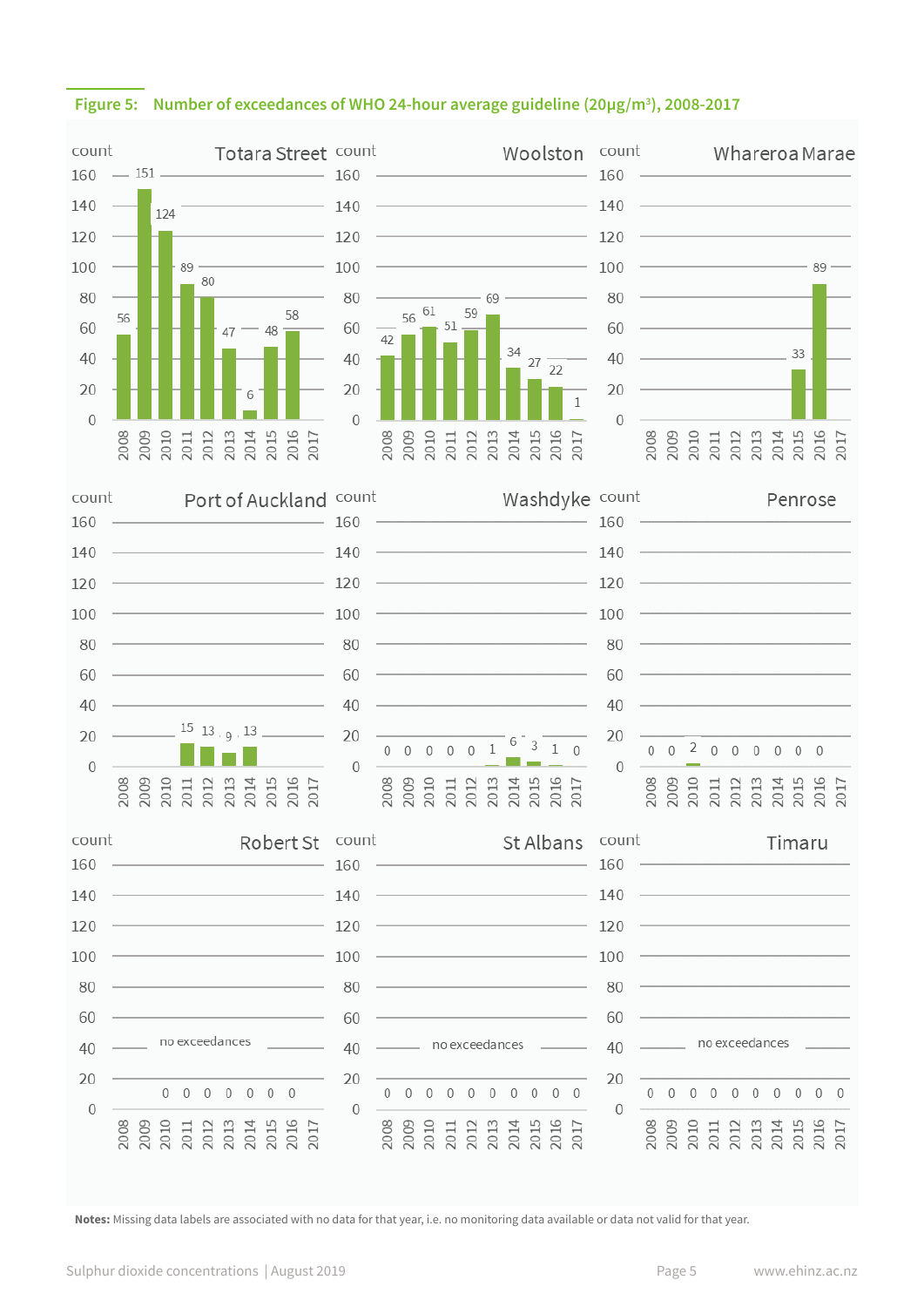**Figure 5: Number of exceedances of WHO 24-hour average guideline (20μg/m³), 2008-2017**

| Site | 2008 | 2009 | 2010 | 2011 | 2012 | 2013 | 2014 | 2015 | 2016 | 2017 |
|---|---|---|---|---|---|---|---|---|---|---|
| Totara Street | 56 | 151 | 124 | 89 | 80 | 47 | 6 | 48 | 58 | |
| Woolston | 42 | 56 | 61 | 51 | 59 | 69 | 34 | 27 | 22 | 1 |
| Whareroa Marae | | | | | | | | 33 | 89 | |
| Port of Auckland | | | | 15 | 13 | 9 | 13 | | | |
| Washdyke | 0 | 0 | 0 | 0 | 0 | 1 | 6 | 3 | 1 | 0 |
| Penrose | 0 | 0 | 2 | 0 | 0 | 0 | 0 | 0 | 0 | |
| Robert St (no exceedances) | | | 0 | 0 | 0 | 0 | 0 | 0 | 0 | |
| St Albans (no exceedances) | 0 | 0 | 0 | 0 | 0 | 0 | 0 | 0 | 0 | 0 |
| Timaru (no exceedances) | 0 | 0 | 0 | 0 | 0 | 0 | 0 | 0 | 0 | 0 |

**Notes:** Missing data labels are associated with no data for that year, i.e. no monitoring data available or data not valid for that year.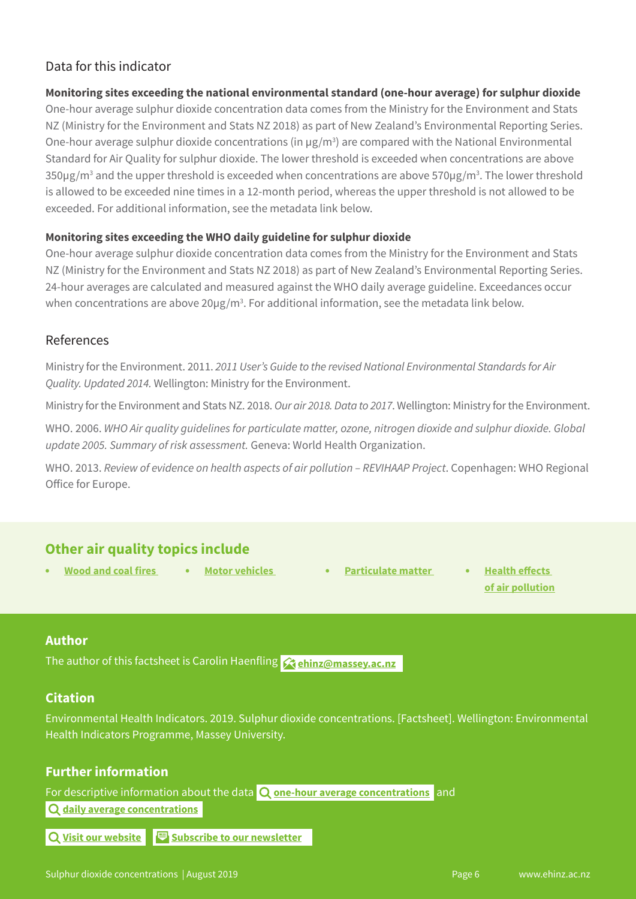## Data for this indicator

**Monitoring sites exceeding the national environmental standard (one-hour average) for sulphur dioxide**

One-hour average sulphur dioxide concentration data comes from the Ministry for the Environment and Stats NZ (Ministry for the Environment and Stats NZ 2018) as part of New Zealand's Environmental Reporting Series. One-hour average sulphur dioxide concentrations (in μg/m$^3$) are compared with the National Environmental Standard for Air Quality for sulphur dioxide. The lower threshold is exceeded when concentrations are above 350μg/m$^3$ and the upper threshold is exceeded when concentrations are above 570μg/m$^3$. The lower threshold is allowed to be exceeded nine times in a 12-month period, whereas the upper threshold is not allowed to be exceeded. For additional information, see the metadata link below.

**Monitoring sites exceeding the WHO daily guideline for sulphur dioxide**

One-hour average sulphur dioxide concentration data comes from the Ministry for the Environment and Stats NZ (Ministry for the Environment and Stats NZ 2018) as part of New Zealand's Environmental Reporting Series. 24-hour averages are calculated and measured against the WHO daily average guideline. Exceedances occur when concentrations are above 20μg/m$^3$. For additional information, see the metadata link below.

## References

Ministry for the Environment. 2011. *2011 User's Guide to the revised National Environmental Standards for Air Quality. Updated 2014.* Wellington: Ministry for the Environment.

Ministry for the Environment and Stats NZ. 2018. *Our air 2018. Data to 2017*. Wellington: Ministry for the Environment.

WHO. 2006. *WHO Air quality guidelines for particulate matter, ozone, nitrogen dioxide and sulphur dioxide. Global update 2005. Summary of risk assessment.* Geneva: World Health Organization.

WHO. 2013. *Review of evidence on health aspects of air pollution – REVIHAAP Project*. Copenhagen: WHO Regional Office for Europe.

## Other air quality topics include

- Wood and coal fires
- Motor vehicles
- Particulate matter
- Health effects of air pollution

### Author

The author of this factsheet is Carolin Haenfling ehinz@massey.ac.nz

### Citation

Environmental Health Indicators. 2019. Sulphur dioxide concentrations. [Factsheet]. Wellington: Environmental Health Indicators Programme, Massey University.

### Further information

For descriptive information about the data one-hour average concentrations and daily average concentrations

Visit our website

Subscribe to our newsletter